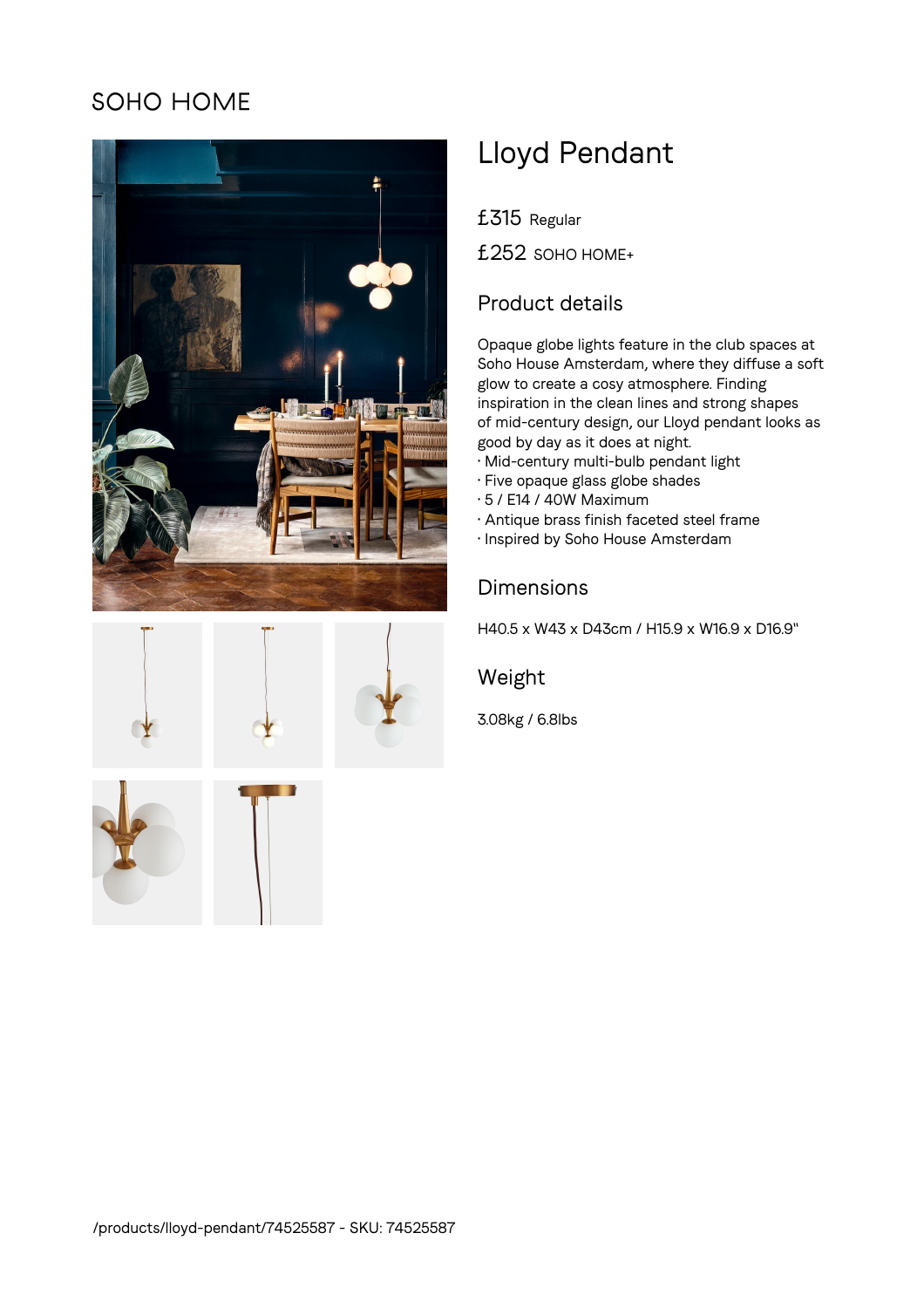SOHO HOME

# Lloyd Pendant

£315 Regular

£252 SOHO HOME+

## Product details

Opaque globe lights feature in the club spaces at Soho House Amsterdam, where they diffuse a soft glow to create a cosy atmosphere. Finding inspiration in the clean lines and strong shapes of mid-century design, our Lloyd pendant looks as good by day as it does at night.

- Mid-century multi-bulb pendant light
- Five opaque glass globe shades
- 5 / E14 / 40W Maximum
- Antique brass finish faceted steel frame
- Inspired by Soho House Amsterdam

## Dimensions

H40.5 x W43 x D43cm / H15.9 x W16.9 x D16.9"

## Weight

3.08kg / 6.8lbs

/products/lloyd-pendant/74525587 - SKU: 74525587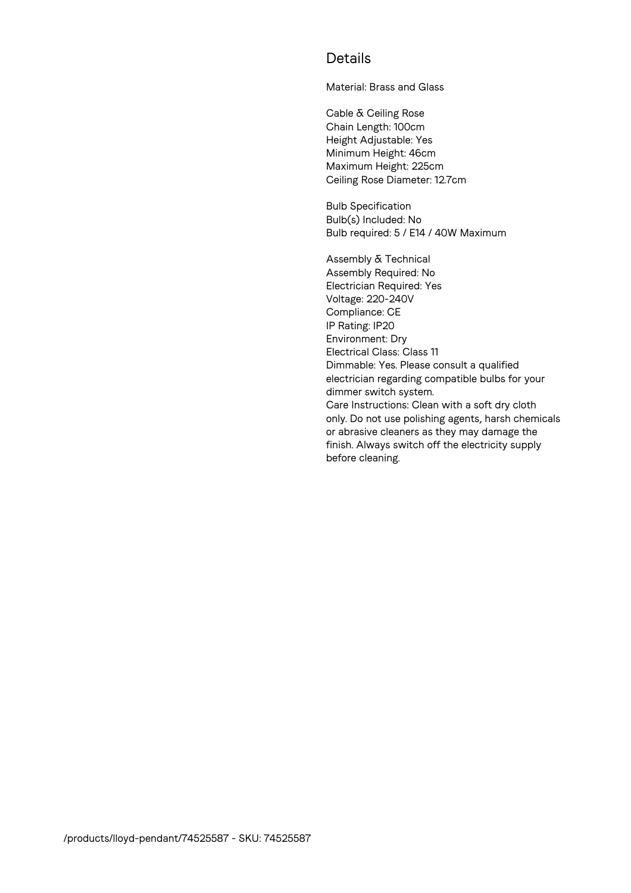## Details

Material: Brass and Glass

Cable & Ceiling Rose
Chain Length: 100cm
Height Adjustable: Yes
Minimum Height: 46cm
Maximum Height: 225cm
Ceiling Rose Diameter: 12.7cm

Bulb Specification
Bulb(s) Included: No
Bulb required: 5 / E14 / 40W Maximum

Assembly & Technical
Assembly Required: No
Electrician Required: Yes
Voltage: 220-240V
Compliance: CE
IP Rating: IP20
Environment: Dry
Electrical Class: Class 11
Dimmable: Yes. Please consult a qualified electrician regarding compatible bulbs for your dimmer switch system.
Care Instructions: Clean with a soft dry cloth only. Do not use polishing agents, harsh chemicals or abrasive cleaners as they may damage the finish. Always switch off the electricity supply before cleaning.

/products/lloyd-pendant/74525587 - SKU: 74525587